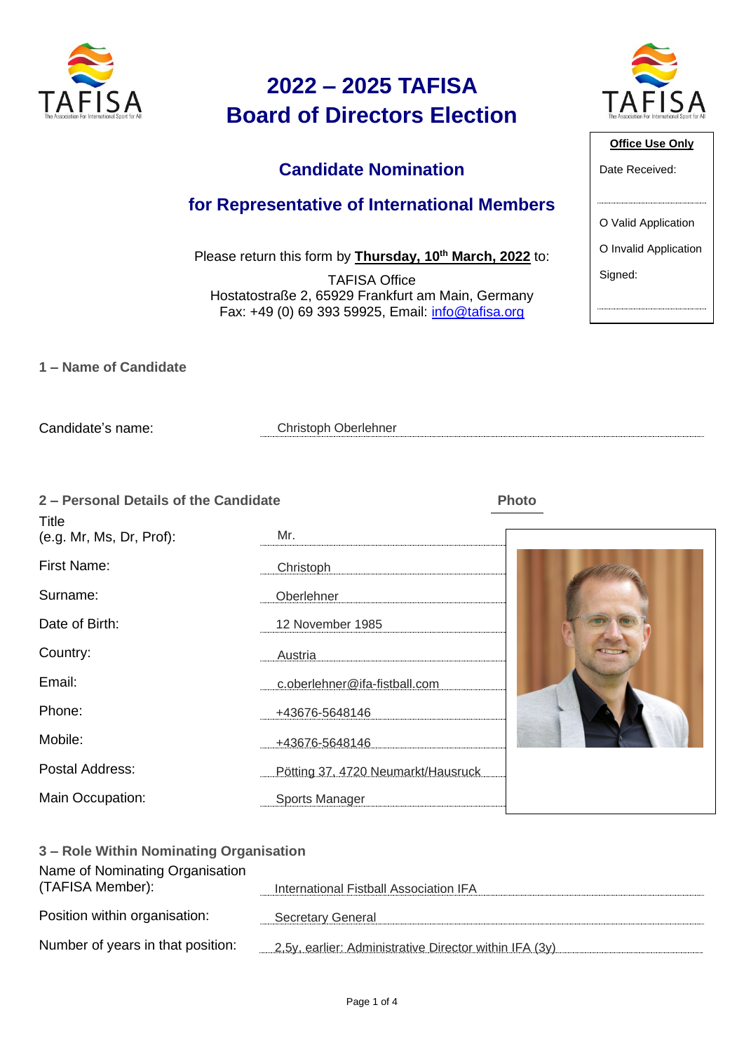# 2022 – 2025 TAFISA Board of Directors Election

## Candidate Nomination

## for Representative of International Members

Please return this form by **Thursday, 10th March, 2022** to:

TAFISA Office
Hostatostraße 2, 65929 Frankfurt am Main, Germany
Fax: +49 (0) 69 393 59925, Email: info@tafisa.org

| Office Use Only |
|---|
| Date Received: |
| O Valid Application |
| O Invalid Application |
| Signed: |

### 1 – Name of Candidate

| | |
|---|---|
| Candidate's name: | Christoph Oberlehner |

### 2 – Personal Details of the Candidate

**Photo**

| | |
|---|---|
| Title (e.g. Mr, Ms, Dr, Prof): | Mr. |
| First Name: | Christoph |
| Surname: | Oberlehner |
| Date of Birth: | 12 November 1985 |
| Country: | Austria |
| Email: | c.oberlehner@ifa-fistball.com |
| Phone: | +43676-5648146 |
| Mobile: | +43676-5648146 |
| Postal Address: | Pötting 37, 4720 Neumarkt/Hausruck |
| Main Occupation: | Sports Manager |

### 3 – Role Within Nominating Organisation

| | |
|---|---|
| Name of Nominating Organisation (TAFISA Member): | International Fistball Association IFA |
| Position within organisation: | Secretary General |
| Number of years in that position: | 2,5y, earlier: Administrative Director within IFA (3y) |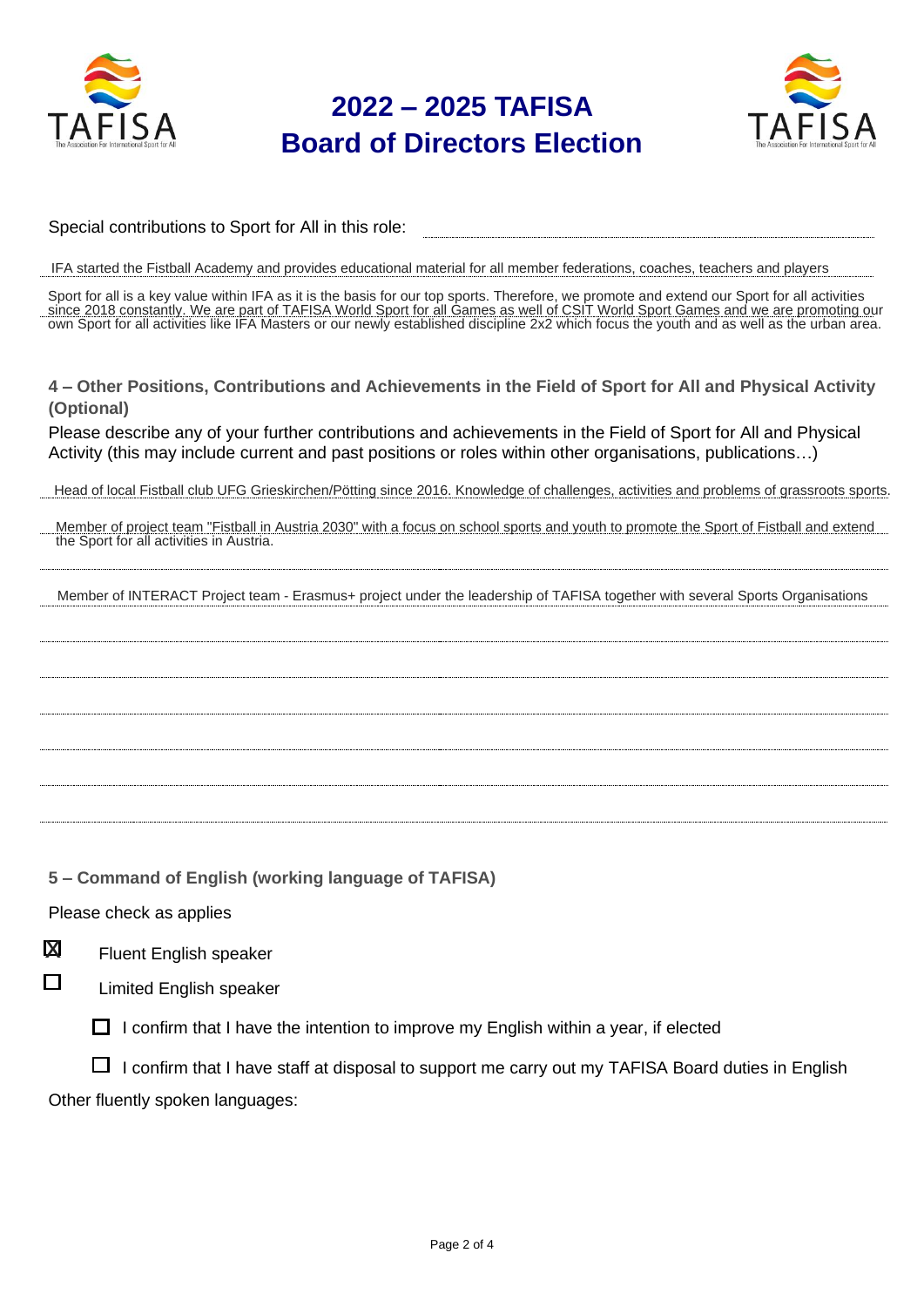# 2022 – 2025 TAFISA Board of Directors Election

Special contributions to Sport for All in this role:

IFA started the Fistball Academy and provides educational material for all member federations, coaches, teachers and players

Sport for all is a key value within IFA as it is the basis for our top sports. Therefore, we promote and extend our Sport for all activities since 2018 constantly. We are part of TAFISA World Sport for all Games as well of CSIT World Sport Games and we are promoting our own Sport for all activities like IFA Masters or our newly established discipline 2x2 which focus the youth and as well as the urban area.

### 4 – Other Positions, Contributions and Achievements in the Field of Sport for All and Physical Activity (Optional)

Please describe any of your further contributions and achievements in the Field of Sport for All and Physical Activity (this may include current and past positions or roles within other organisations, publications…)

Head of local Fistball club UFG Grieskirchen/Pötting since 2016. Knowledge of challenges, activities and problems of grassroots sports.

Member of project team "Fistball in Austria 2030" with a focus on school sports and youth to promote the Sport of Fistball and extend the Sport for all activities in Austria.

Member of INTERACT Project team - Erasmus+ project under the leadership of TAFISA together with several Sports Organisations

### 5 – Command of English (working language of TAFISA)

Please check as applies

- ☒ Fluent English speaker
- ☐ Limited English speaker
  - ☐ I confirm that I have the intention to improve my English within a year, if elected
  - ☐ I confirm that I have staff at disposal to support me carry out my TAFISA Board duties in English

Other fluently spoken languages: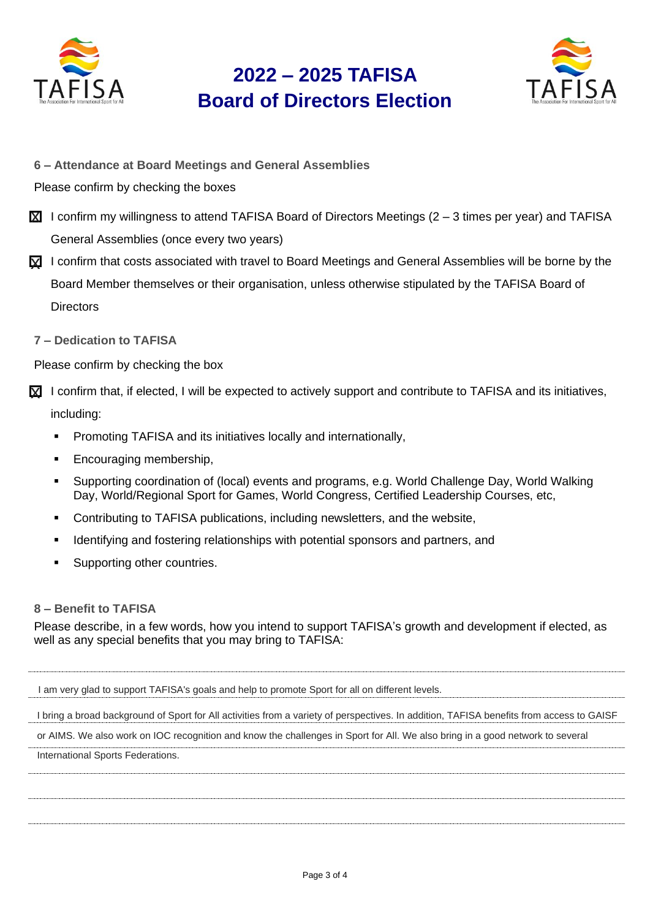# 2022 – 2025 TAFISA Board of Directors Election

### 6 – Attendance at Board Meetings and General Assemblies

Please confirm by checking the boxes

☒ I confirm my willingness to attend TAFISA Board of Directors Meetings (2 – 3 times per year) and TAFISA General Assemblies (once every two years)

☒ I confirm that costs associated with travel to Board Meetings and General Assemblies will be borne by the Board Member themselves or their organisation, unless otherwise stipulated by the TAFISA Board of Directors

### 7 – Dedication to TAFISA

Please confirm by checking the box

☒ I confirm that, if elected, I will be expected to actively support and contribute to TAFISA and its initiatives, including:

- Promoting TAFISA and its initiatives locally and internationally,
- Encouraging membership,
- Supporting coordination of (local) events and programs, e.g. World Challenge Day, World Walking Day, World/Regional Sport for Games, World Congress, Certified Leadership Courses, etc,
- Contributing to TAFISA publications, including newsletters, and the website,
- Identifying and fostering relationships with potential sponsors and partners, and
- Supporting other countries.

### 8 – Benefit to TAFISA

Please describe, in a few words, how you intend to support TAFISA's growth and development if elected, as well as any special benefits that you may bring to TAFISA:

I am very glad to support TAFISA's goals and help to promote Sport for all on different levels.

I bring a broad background of Sport for All activities from a variety of perspectives. In addition, TAFISA benefits from access to GAISF or AIMS. We also work on IOC recognition and know the challenges in Sport for All. We also bring in a good network to several International Sports Federations.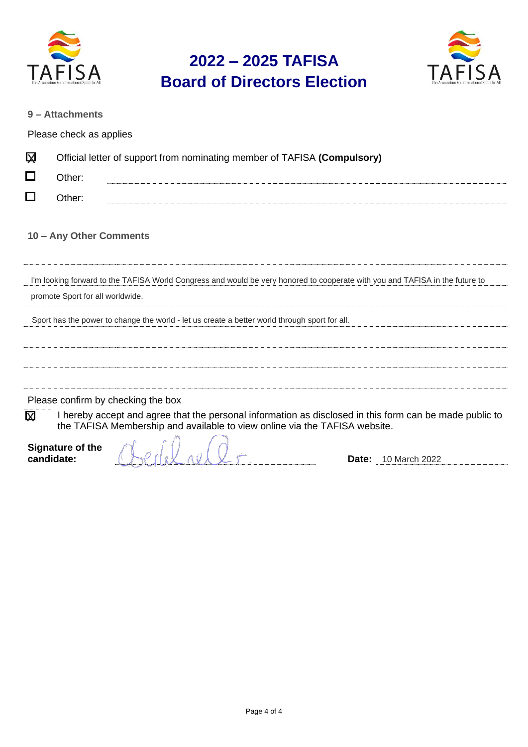# 2022 – 2025 TAFISA Board of Directors Election

### 9 – Attachments

Please check as applies

- ☒ Official letter of support from nominating member of TAFISA **(Compulsory)**
- ☐ Other:
- ☐ Other:

### 10 – Any Other Comments

I'm looking forward to the TAFISA World Congress and would be very honored to cooperate with you and TAFISA in the future to promote Sport for all worldwide.

Sport has the power to change the world - let us create a better world through sport for all.

Please confirm by checking the box

☒ I hereby accept and agree that the personal information as disclosed in this form can be made public to the TAFISA Membership and available to view online via the TAFISA website.

**Signature of the candidate:** [signature]

**Date:** 10 March 2022